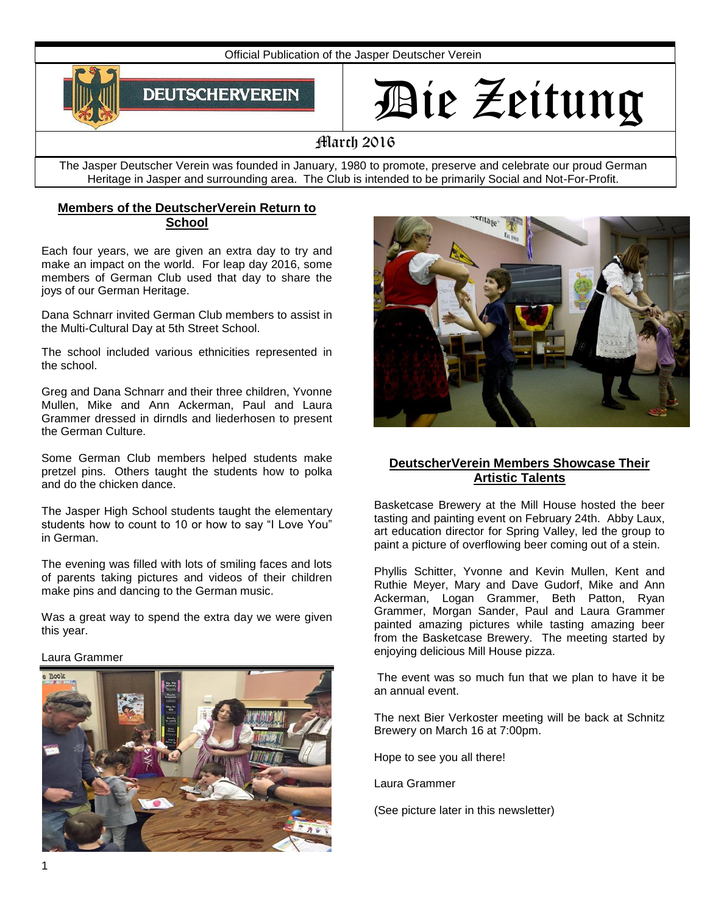Official Publication of the Jasper Deutscher Verein

DEUTSCHERVEREIN

# Die Zeitung

March 2016

The Jasper Deutscher Verein was founded in January, 1980 to promote, preserve and celebrate our proud German Heritage in Jasper and surrounding area. The Club is intended to be primarily Social and Not-For-Profit.

## Members of the DeutscherVerein Return to School

Each four years, we are given an extra day to try and make an impact on the world. For leap day 2016, some members of German Club used that day to share the joys of our German Heritage.

Dana Schnarr invited German Club members to assist in the Multi-Cultural Day at 5th Street School.

The school included various ethnicities represented in the school.

Greg and Dana Schnarr and their three children, Yvonne Mullen, Mike and Ann Ackerman, Paul and Laura Grammer dressed in dirndls and liederhosen to present the German Culture.

Some German Club members helped students make pretzel pins. Others taught the students how to polka and do the chicken dance.

The Jasper High School students taught the elementary students how to count to 10 or how to say "I Love You" in German.

The evening was filled with lots of smiling faces and lots of parents taking pictures and videos of their children make pins and dancing to the German music.

Was a great way to spend the extra day we were given this year.

Laura Grammer

## DeutscherVerein Members Showcase Their Artistic Talents

Basketcase Brewery at the Mill House hosted the beer tasting and painting event on February 24th. Abby Laux, art education director for Spring Valley, led the group to paint a picture of overflowing beer coming out of a stein.

Phyllis Schitter, Yvonne and Kevin Mullen, Kent and Ruthie Meyer, Mary and Dave Gudorf, Mike and Ann Ackerman, Logan Grammer, Beth Patton, Ryan Grammer, Morgan Sander, Paul and Laura Grammer painted amazing pictures while tasting amazing beer from the Basketcase Brewery. The meeting started by enjoying delicious Mill House pizza.

The event was so much fun that we plan to have it be an annual event.

The next Bier Verkoster meeting will be back at Schnitz Brewery on March 16 at 7:00pm.

Hope to see you all there!

Laura Grammer

(See picture later in this newsletter)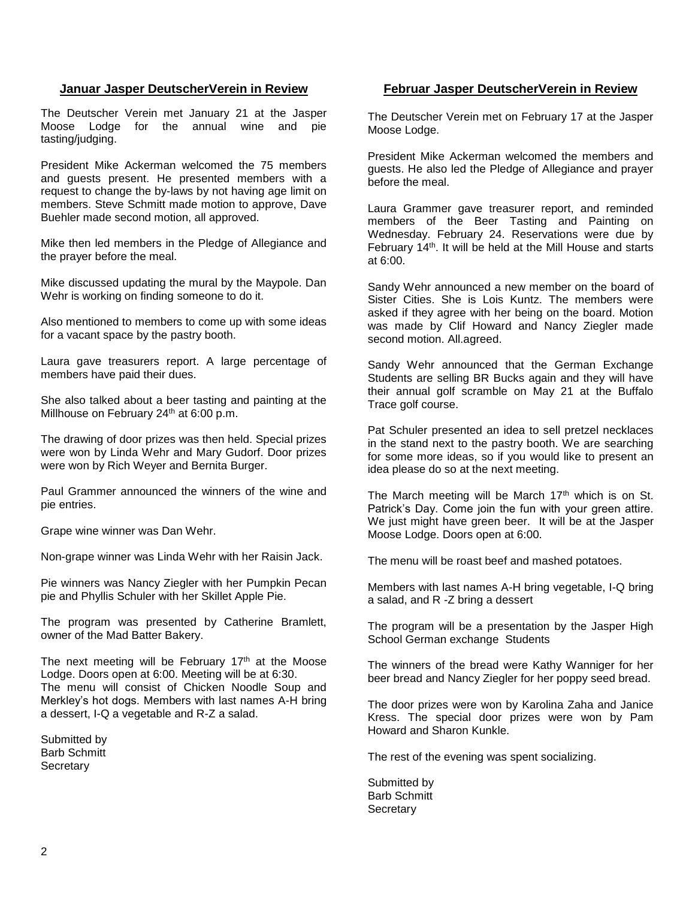## Januar Jasper DeutscherVerein in Review

The Deutscher Verein met January 21 at the Jasper Moose Lodge for the annual wine and pie tasting/judging.

President Mike Ackerman welcomed the 75 members and guests present. He presented members with a request to change the by-laws by not having age limit on members. Steve Schmitt made motion to approve, Dave Buehler made second motion, all approved.

Mike then led members in the Pledge of Allegiance and the prayer before the meal.

Mike discussed updating the mural by the Maypole. Dan Wehr is working on finding someone to do it.

Also mentioned to members to come up with some ideas for a vacant space by the pastry booth.

Laura gave treasurers report. A large percentage of members have paid their dues.

She also talked about a beer tasting and painting at the Millhouse on February 24th at 6:00 p.m.

The drawing of door prizes was then held. Special prizes were won by Linda Wehr and Mary Gudorf. Door prizes were won by Rich Weyer and Bernita Burger.

Paul Grammer announced the winners of the wine and pie entries.

Grape wine winner was Dan Wehr.

Non-grape winner was Linda Wehr with her Raisin Jack.

Pie winners was Nancy Ziegler with her Pumpkin Pecan pie and Phyllis Schuler with her Skillet Apple Pie.

The program was presented by Catherine Bramlett, owner of the Mad Batter Bakery.

The next meeting will be February 17th at the Moose Lodge. Doors open at 6:00. Meeting will be at 6:30.
The menu will consist of Chicken Noodle Soup and Merkley's hot dogs. Members with last names A-H bring a dessert, I-Q a vegetable and R-Z a salad.

Submitted by
Barb Schmitt
Secretary

## Februar Jasper DeutscherVerein in Review

The Deutscher Verein met on February 17 at the Jasper Moose Lodge.

President Mike Ackerman welcomed the members and guests. He also led the Pledge of Allegiance and prayer before the meal.

Laura Grammer gave treasurer report, and reminded members of the Beer Tasting and Painting on Wednesday. February 24. Reservations were due by February 14th. It will be held at the Mill House and starts at 6:00.

Sandy Wehr announced a new member on the board of Sister Cities. She is Lois Kuntz. The members were asked if they agree with her being on the board. Motion was made by Clif Howard and Nancy Ziegler made second motion. All.agreed.

Sandy Wehr announced that the German Exchange Students are selling BR Bucks again and they will have their annual golf scramble on May 21 at the Buffalo Trace golf course.

Pat Schuler presented an idea to sell pretzel necklaces in the stand next to the pastry booth. We are searching for some more ideas, so if you would like to present an idea please do so at the next meeting.

The March meeting will be March 17th which is on St. Patrick's Day. Come join the fun with your green attire. We just might have green beer. It will be at the Jasper Moose Lodge. Doors open at 6:00.

The menu will be roast beef and mashed potatoes.

Members with last names A-H bring vegetable, I-Q bring a salad, and R -Z bring a dessert

The program will be a presentation by the Jasper High School German exchange Students

The winners of the bread were Kathy Wanniger for her beer bread and Nancy Ziegler for her poppy seed bread.

The door prizes were won by Karolina Zaha and Janice Kress. The special door prizes were won by Pam Howard and Sharon Kunkle.

The rest of the evening was spent socializing.

Submitted by
Barb Schmitt
Secretary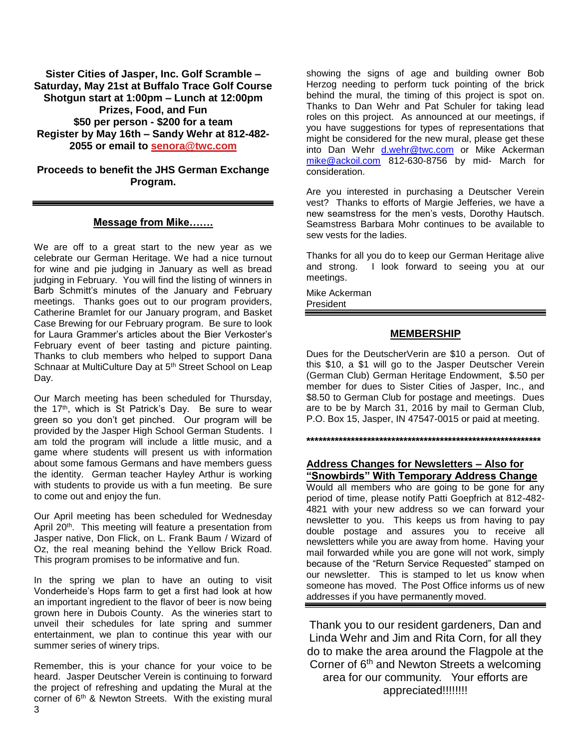**Sister Cities of Jasper, Inc. Golf Scramble – Saturday, May 21st at Buffalo Trace Golf Course**
**Shotgun start at 1:00pm – Lunch at 12:00pm**
**Prizes, Food, and Fun**
**$50 per person - $200 for a team**
**Register by May 16th – Sandy Wehr at 812-482-2055 or email to senora@twc.com**

**Proceeds to benefit the JHS German Exchange Program.**

---

## Message from Mike…….

We are off to a great start to the new year as we celebrate our German Heritage. We had a nice turnout for wine and pie judging in January as well as bread judging in February. You will find the listing of winners in Barb Schmitt's minutes of the January and February meetings. Thanks goes out to our program providers, Catherine Bramlet for our January program, and Basket Case Brewing for our February program. Be sure to look for Laura Grammer's articles about the Bier Verkoster's February event of beer tasting and picture painting. Thanks to club members who helped to support Dana Schnaar at MultiCulture Day at 5th Street School on Leap Day.

Our March meeting has been scheduled for Thursday, the 17th, which is St Patrick's Day. Be sure to wear green so you don't get pinched. Our program will be provided by the Jasper High School German Students. I am told the program will include a little music, and a game where students will present us with information about some famous Germans and have members guess the identity. German teacher Hayley Arthur is working with students to provide us with a fun meeting. Be sure to come out and enjoy the fun.

Our April meeting has been scheduled for Wednesday April 20th. This meeting will feature a presentation from Jasper native, Don Flick, on L. Frank Baum / Wizard of Oz, the real meaning behind the Yellow Brick Road. This program promises to be informative and fun.

In the spring we plan to have an outing to visit Vonderheide's Hops farm to get a first had look at how an important ingredient to the flavor of beer is now being grown here in Dubois County. As the wineries start to unveil their schedules for late spring and summer entertainment, we plan to continue this year with our summer series of winery trips.

Remember, this is your chance for your voice to be heard. Jasper Deutscher Verein is continuing to forward the project of refreshing and updating the Mural at the corner of 6th & Newton Streets. With the existing mural showing the signs of age and building owner Bob Herzog needing to perform tuck pointing of the brick behind the mural, the timing of this project is spot on. Thanks to Dan Wehr and Pat Schuler for taking lead roles on this project. As announced at our meetings, if you have suggestions for types of representations that might be considered for the new mural, please get these into Dan Wehr d.wehr@twc.com or Mike Ackerman mike@ackoil.com 812-630-8756 by mid- March for consideration.

Are you interested in purchasing a Deutscher Verein vest? Thanks to efforts of Margie Jefferies, we have a new seamstress for the men's vests, Dorothy Hautsch. Seamstress Barbara Mohr continues to be available to sew vests for the ladies.

Thanks for all you do to keep our German Heritage alive and strong. I look forward to seeing you at our meetings.

Mike Ackerman
President

---

## MEMBERSHIP

Dues for the DeutscherVerin are $10 a person. Out of this $10, a $1 will go to the Jasper Deutscher Verein (German Club) German Heritage Endowment, $.50 per member for dues to Sister Cities of Jasper, Inc., and $8.50 to German Club for postage and meetings. Dues are to be by March 31, 2016 by mail to German Club, P.O. Box 15, Jasper, IN 47547-0015 or paid at meeting.

**************************************************************

## Address Changes for Newsletters – Also for "Snowbirds" With Temporary Address Change

Would all members who are going to be gone for any period of time, please notify Patti Goepfrich at 812-482-4821 with your new address so we can forward your newsletter to you. This keeps us from having to pay double postage and assures you to receive all newsletters while you are away from home. Having your mail forwarded while you are gone will not work, simply because of the "Return Service Requested" stamped on our newsletter. This is stamped to let us know when someone has moved. The Post Office informs us of new addresses if you have permanently moved.

---

Thank you to our resident gardeners, Dan and Linda Wehr and Jim and Rita Corn, for all they do to make the area around the Flagpole at the Corner of 6th and Newton Streets a welcoming area for our community. Your efforts are appreciated!!!!!!!!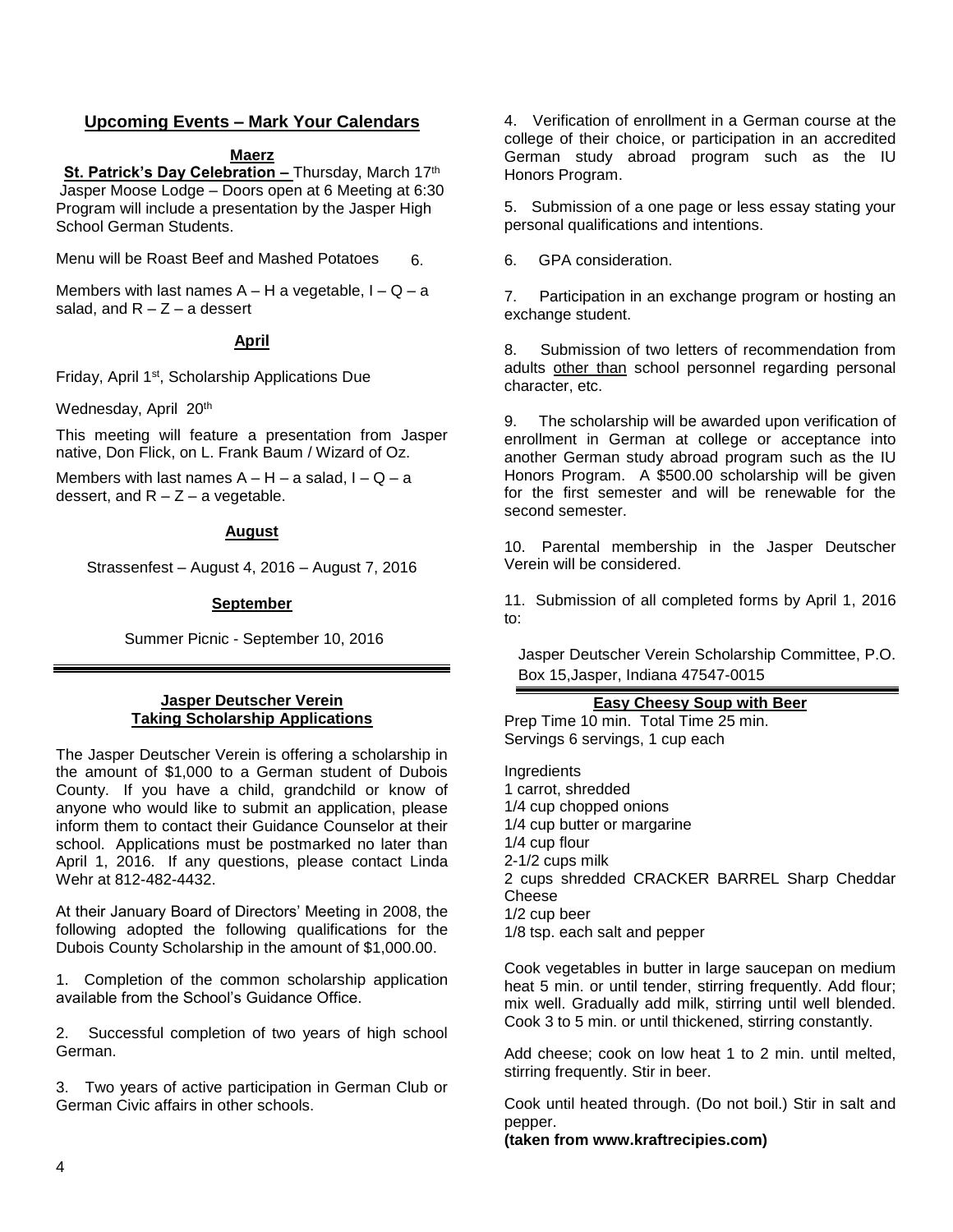## Upcoming Events – Mark Your Calendars

### Maerz

**St. Patrick's Day Celebration –** Thursday, March 17th
Jasper Moose Lodge – Doors open at 6 Meeting at 6:30
Program will include a presentation by the Jasper High School German Students.

Menu will be Roast Beef and Mashed Potatoes 6.

Members with last names A – H a vegetable, I – Q – a salad, and R – Z – a dessert

### April

Friday, April 1st, Scholarship Applications Due

Wednesday, April 20th

This meeting will feature a presentation from Jasper native, Don Flick, on L. Frank Baum / Wizard of Oz.

Members with last names A – H – a salad, I – Q – a dessert, and R – Z – a vegetable.

### August

Strassenfest – August 4, 2016 – August 7, 2016

### September

Summer Picnic - September 10, 2016

---

## Jasper Deutscher Verein Taking Scholarship Applications

The Jasper Deutscher Verein is offering a scholarship in the amount of $1,000 to a German student of Dubois County. If you have a child, grandchild or know of anyone who would like to submit an application, please inform them to contact their Guidance Counselor at their school. Applications must be postmarked no later than April 1, 2016. If any questions, please contact Linda Wehr at 812-482-4432.

At their January Board of Directors' Meeting in 2008, the following adopted the following qualifications for the Dubois County Scholarship in the amount of $1,000.00.

1. Completion of the common scholarship application available from the School's Guidance Office.

2. Successful completion of two years of high school German.

3. Two years of active participation in German Club or German Civic affairs in other schools.

4. Verification of enrollment in a German course at the college of their choice, or participation in an accredited German study abroad program such as the IU Honors Program.

5. Submission of a one page or less essay stating your personal qualifications and intentions.

6. GPA consideration.

7. Participation in an exchange program or hosting an exchange student.

8. Submission of two letters of recommendation from adults other than school personnel regarding personal character, etc.

9. The scholarship will be awarded upon verification of enrollment in German at college or acceptance into another German study abroad program such as the IU Honors Program. A $500.00 scholarship will be given for the first semester and will be renewable for the second semester.

10. Parental membership in the Jasper Deutscher Verein will be considered.

11. Submission of all completed forms by April 1, 2016 to:

Jasper Deutscher Verein Scholarship Committee, P.O. Box 15,Jasper, Indiana 47547-0015

---

## Easy Cheesy Soup with Beer

Prep Time 10 min. Total Time 25 min.
Servings 6 servings, 1 cup each

Ingredients
1 carrot, shredded
1/4 cup chopped onions
1/4 cup butter or margarine
1/4 cup flour
2-1/2 cups milk
2 cups shredded CRACKER BARREL Sharp Cheddar Cheese
1/2 cup beer
1/8 tsp. each salt and pepper

Cook vegetables in butter in large saucepan on medium heat 5 min. or until tender, stirring frequently. Add flour; mix well. Gradually add milk, stirring until well blended. Cook 3 to 5 min. or until thickened, stirring constantly.

Add cheese; cook on low heat 1 to 2 min. until melted, stirring frequently. Stir in beer.

Cook until heated through. (Do not boil.) Stir in salt and pepper.

**(taken from www.kraftrecipies.com)**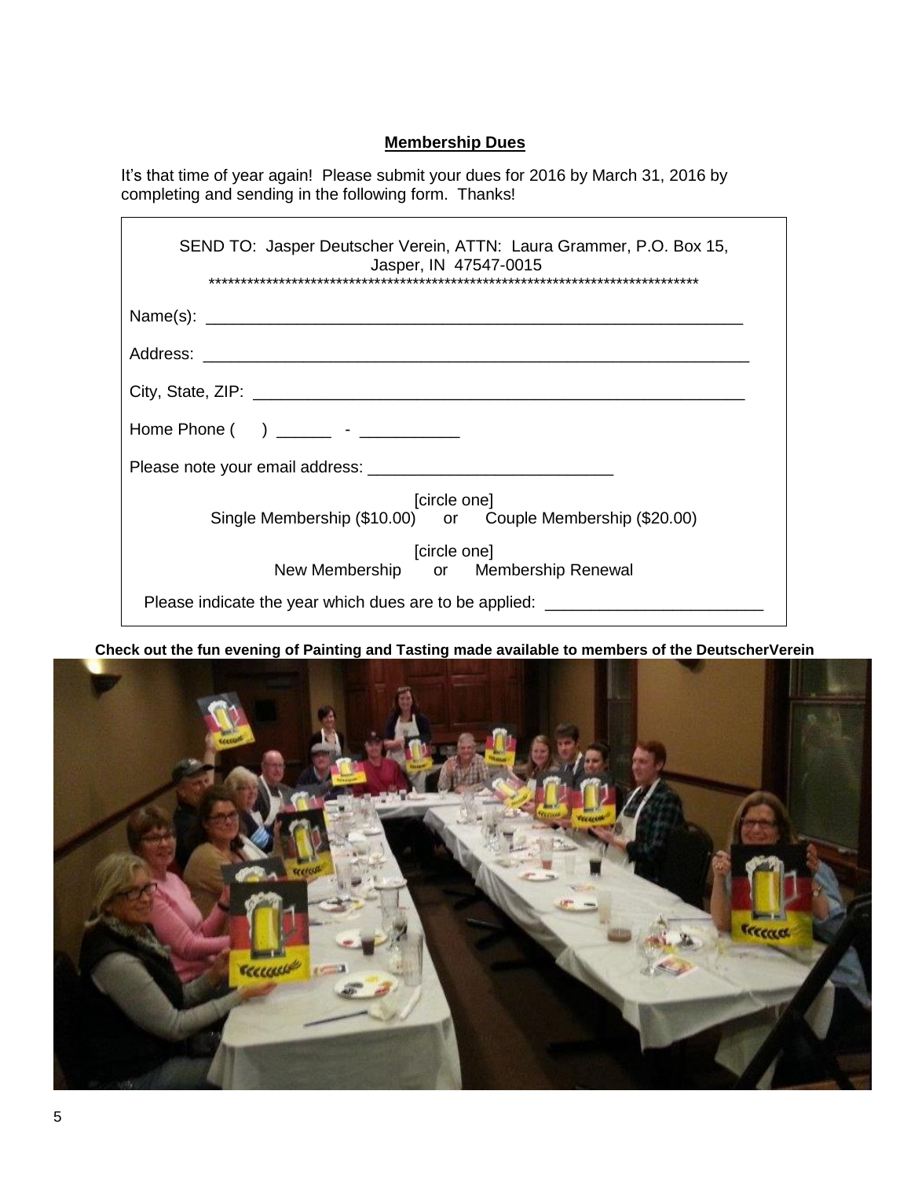## Membership Dues

It's that time of year again! Please submit your dues for 2016 by March 31, 2016 by completing and sending in the following form. Thanks!

SEND TO: Jasper Deutscher Verein, ATTN: Laura Grammer, P.O. Box 15, Jasper, IN 47547-0015

******************************************************************************

Name(s): ____________________________________________________________

Address: ____________________________________________________________

City, State, ZIP: _______________________________________________________

Home Phone (    ) ______ - ___________

Please note your email address: ___________________________

[circle one]
Single Membership ($10.00) or Couple Membership ($20.00)

[circle one]
New Membership or Membership Renewal

Please indicate the year which dues are to be applied: ________________________

**Check out the fun evening of Painting and Tasting made available to members of the DeutscherVerein**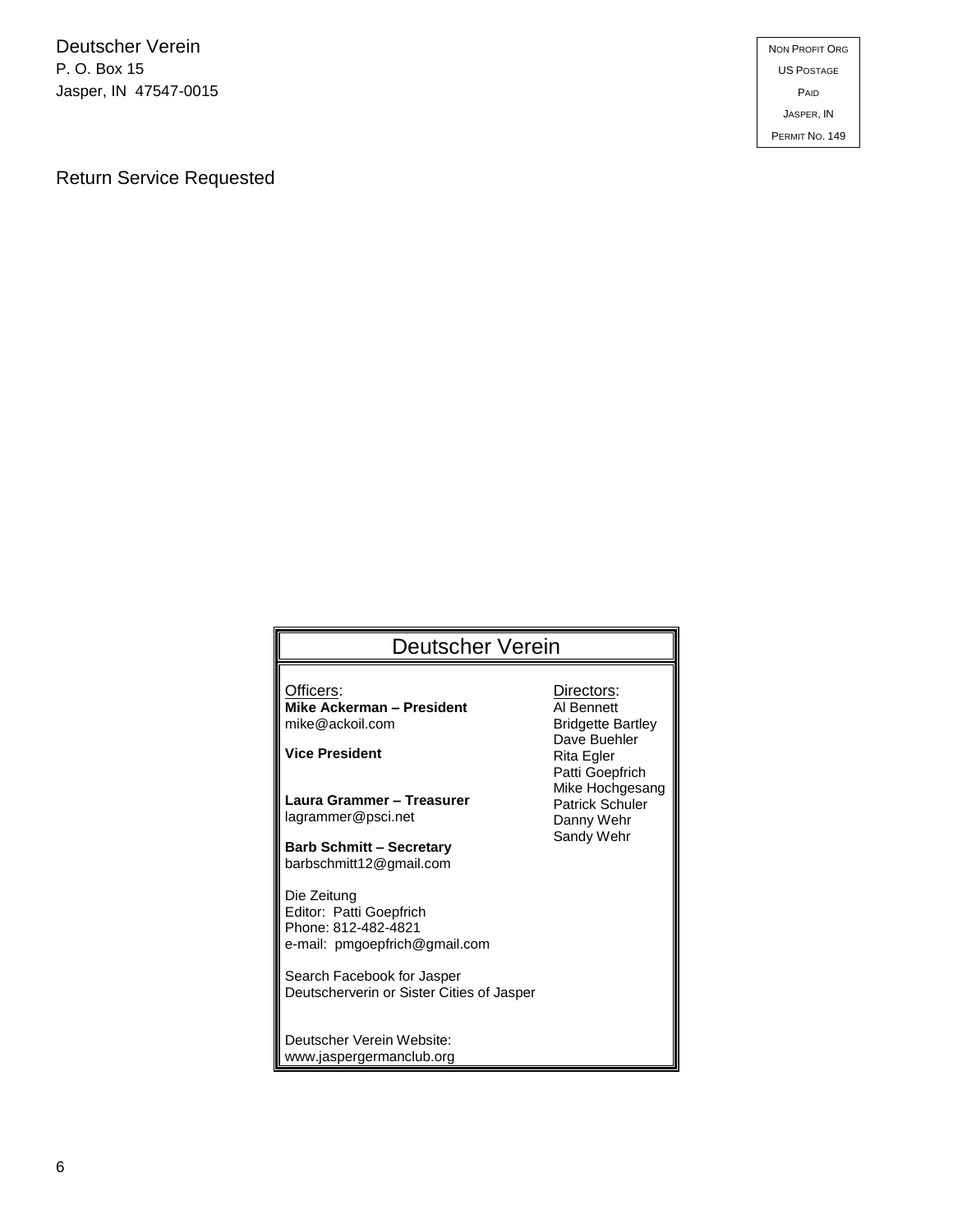Deutscher Verein
P. O. Box 15
Jasper, IN 47547-0015

NON PROFIT ORG
US POSTAGE
PAID
JASPER, IN
PERMIT NO. 149

Return Service Requested

## Deutscher Verein

Officers:

**Mike Ackerman – President**
mike@ackoil.com

**Vice President**

**Laura Grammer – Treasurer**
lagrammer@psci.net

**Barb Schmitt – Secretary**
barbschmitt12@gmail.com

Die Zeitung
Editor: Patti Goepfrich
Phone: 812-482-4821
e-mail: pmgoepfrich@gmail.com

Search Facebook for Jasper Deutscherverin or Sister Cities of Jasper

Deutscher Verein Website:
www.jaspergermanclub.org

Directors:
Al Bennett
Bridgette Bartley
Dave Buehler
Rita Egler
Patti Goepfrich
Mike Hochgesang
Patrick Schuler
Danny Wehr
Sandy Wehr